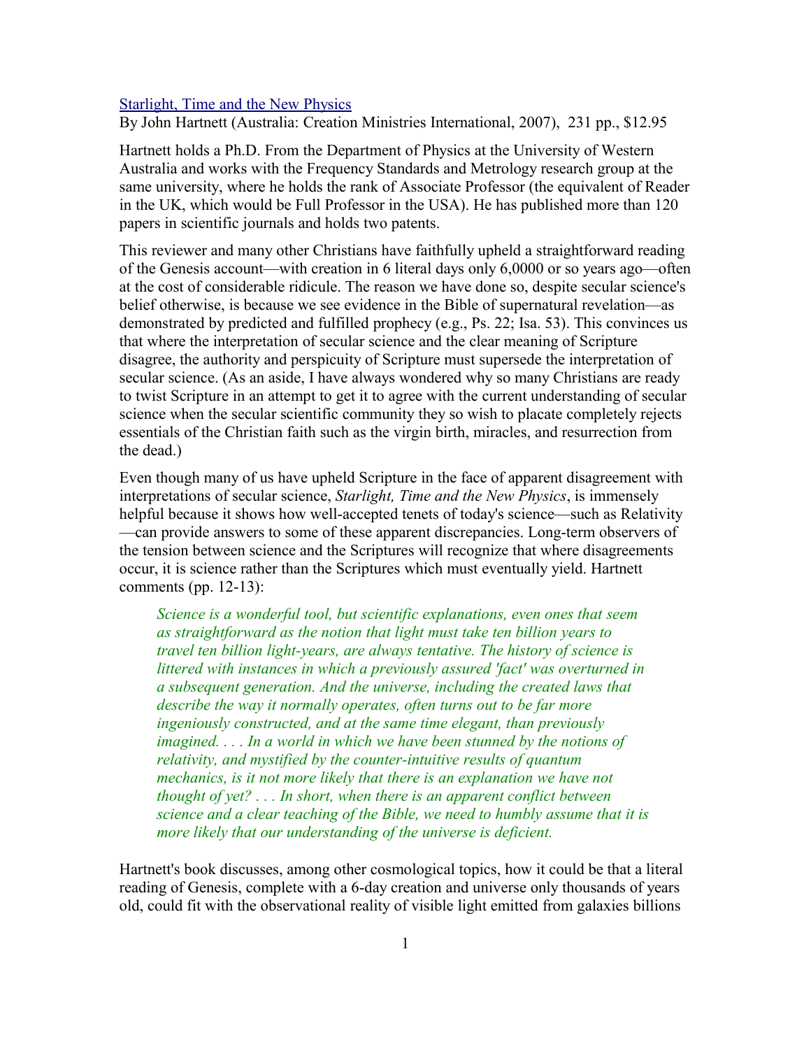[Starlight, Time and the New Physics]

By John Hartnett (Australia: Creation Ministries International, 2007), 231 pp., $12.95

Hartnett holds a Ph.D. From the Department of Physics at the University of Western Australia and works with the Frequency Standards and Metrology research group at the same university, where he holds the rank of Associate Professor (the equivalent of Reader in the UK, which would be Full Professor in the USA). He has published more than 120 papers in scientific journals and holds two patents.

This reviewer and many other Christians have faithfully upheld a straightforward reading of the Genesis account—with creation in 6 literal days only 6,0000 or so years ago—often at the cost of considerable ridicule. The reason we have done so, despite secular science's belief otherwise, is because we see evidence in the Bible of supernatural revelation—as demonstrated by predicted and fulfilled prophecy (e.g., Ps. 22; Isa. 53). This convinces us that where the interpretation of secular science and the clear meaning of Scripture disagree, the authority and perspicuity of Scripture must supersede the interpretation of secular science. (As an aside, I have always wondered why so many Christians are ready to twist Scripture in an attempt to get it to agree with the current understanding of secular science when the secular scientific community they so wish to placate completely rejects essentials of the Christian faith such as the virgin birth, miracles, and resurrection from the dead.)

Even though many of us have upheld Scripture in the face of apparent disagreement with interpretations of secular science, *Starlight, Time and the New Physics*, is immensely helpful because it shows how well-accepted tenets of today's science—such as Relativity—can provide answers to some of these apparent discrepancies. Long-term observers of the tension between science and the Scriptures will recognize that where disagreements occur, it is science rather than the Scriptures which must eventually yield. Hartnett comments (pp. 12-13):

> *Science is a wonderful tool, but scientific explanations, even ones that seem as straightforward as the notion that light must take ten billion years to travel ten billion light-years, are always tentative. The history of science is littered with instances in which a previously assured 'fact' was overturned in a subsequent generation. And the universe, including the created laws that describe the way it normally operates, often turns out to be far more ingeniously constructed, and at the same time elegant, than previously imagined. . . . In a world in which we have been stunned by the notions of relativity, and mystified by the counter-intuitive results of quantum mechanics, is it not more likely that there is an explanation we have not thought of yet? . . . In short, when there is an apparent conflict between science and a clear teaching of the Bible, we need to humbly assume that it is more likely that our understanding of the universe is deficient.*

Hartnett's book discusses, among other cosmological topics, how it could be that a literal reading of Genesis, complete with a 6-day creation and universe only thousands of years old, could fit with the observational reality of visible light emitted from galaxies billions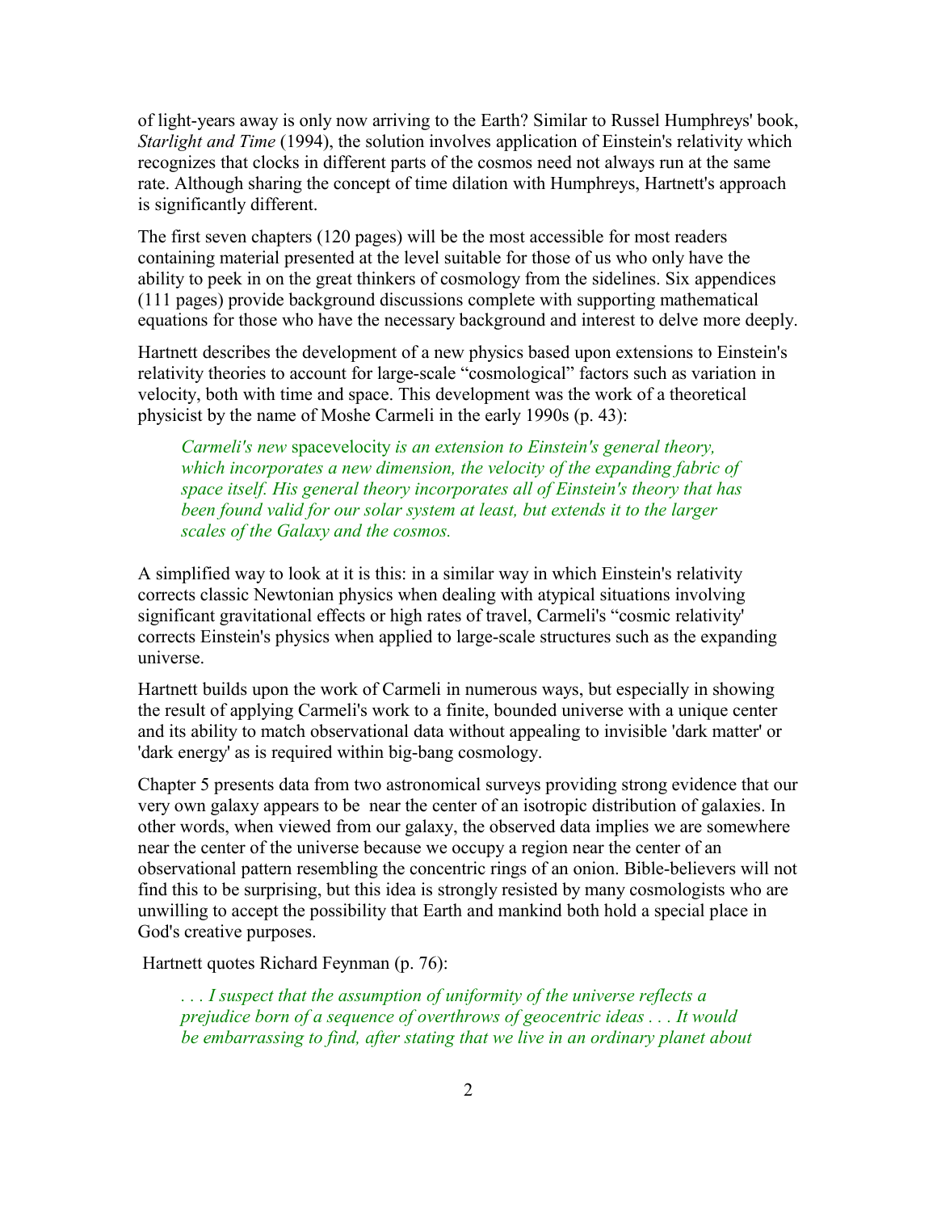of light-years away is only now arriving to the Earth? Similar to Russel Humphreys' book, *Starlight and Time* (1994), the solution involves application of Einstein's relativity which recognizes that clocks in different parts of the cosmos need not always run at the same rate. Although sharing the concept of time dilation with Humphreys, Hartnett's approach is significantly different.

The first seven chapters (120 pages) will be the most accessible for most readers containing material presented at the level suitable for those of us who only have the ability to peek in on the great thinkers of cosmology from the sidelines. Six appendices (111 pages) provide background discussions complete with supporting mathematical equations for those who have the necessary background and interest to delve more deeply.

Hartnett describes the development of a new physics based upon extensions to Einstein's relativity theories to account for large-scale "cosmological" factors such as variation in velocity, both with time and space. This development was the work of a theoretical physicist by the name of Moshe Carmeli in the early 1990s (p. 43):

> *Carmeli's new* spacevelocity *is an extension to Einstein's general theory, which incorporates a new dimension, the velocity of the expanding fabric of space itself. His general theory incorporates all of Einstein's theory that has been found valid for our solar system at least, but extends it to the larger scales of the Galaxy and the cosmos.*

A simplified way to look at it is this: in a similar way in which Einstein's relativity corrects classic Newtonian physics when dealing with atypical situations involving significant gravitational effects or high rates of travel, Carmeli's "cosmic relativity' corrects Einstein's physics when applied to large-scale structures such as the expanding universe.

Hartnett builds upon the work of Carmeli in numerous ways, but especially in showing the result of applying Carmeli's work to a finite, bounded universe with a unique center and its ability to match observational data without appealing to invisible 'dark matter' or 'dark energy' as is required within big-bang cosmology.

Chapter 5 presents data from two astronomical surveys providing strong evidence that our very own galaxy appears to be near the center of an isotropic distribution of galaxies. In other words, when viewed from our galaxy, the observed data implies we are somewhere near the center of the universe because we occupy a region near the center of an observational pattern resembling the concentric rings of an onion. Bible-believers will not find this to be surprising, but this idea is strongly resisted by many cosmologists who are unwilling to accept the possibility that Earth and mankind both hold a special place in God's creative purposes.

Hartnett quotes Richard Feynman (p. 76):

> *. . . I suspect that the assumption of uniformity of the universe reflects a prejudice born of a sequence of overthrows of geocentric ideas . . . It would be embarrassing to find, after stating that we live in an ordinary planet about*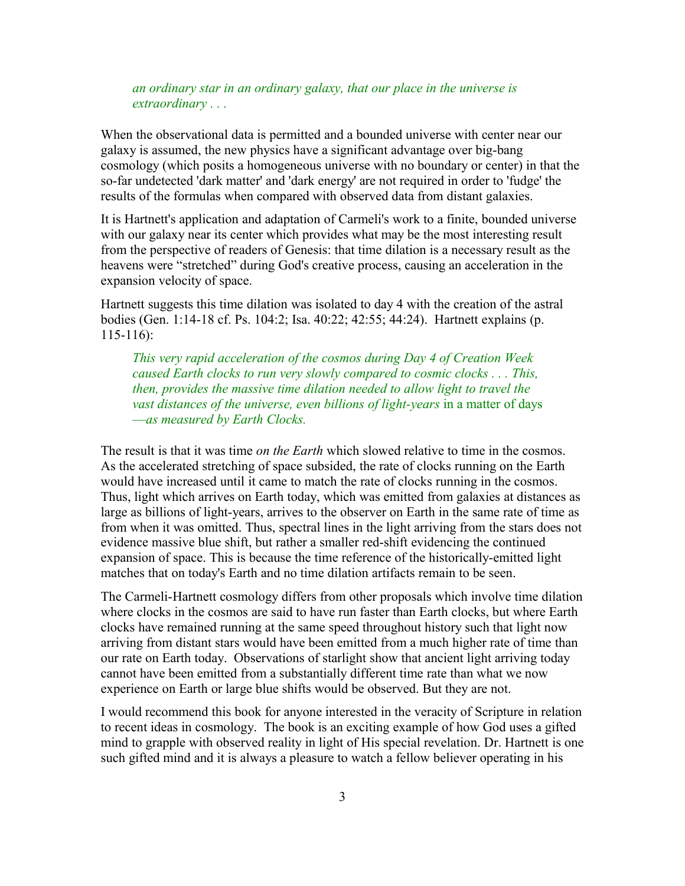*an ordinary star in an ordinary galaxy, that our place in the universe is extraordinary . . .*

When the observational data is permitted and a bounded universe with center near our galaxy is assumed, the new physics have a significant advantage over big-bang cosmology (which posits a homogeneous universe with no boundary or center) in that the so-far undetected 'dark matter' and 'dark energy' are not required in order to 'fudge' the results of the formulas when compared with observed data from distant galaxies.

It is Hartnett's application and adaptation of Carmeli's work to a finite, bounded universe with our galaxy near its center which provides what may be the most interesting result from the perspective of readers of Genesis: that time dilation is a necessary result as the heavens were "stretched" during God's creative process, causing an acceleration in the expansion velocity of space.

Hartnett suggests this time dilation was isolated to day 4 with the creation of the astral bodies (Gen. 1:14-18 cf. Ps. 104:2; Isa. 40:22; 42:55; 44:24). Hartnett explains (p. 115-116):

> *This very rapid acceleration of the cosmos during Day 4 of Creation Week caused Earth clocks to run very slowly compared to cosmic clocks . . . This, then, provides the massive time dilation needed to allow light to travel the vast distances of the universe, even billions of light-years* in a matter of days *—as measured by Earth Clocks.*

The result is that it was time *on the Earth* which slowed relative to time in the cosmos. As the accelerated stretching of space subsided, the rate of clocks running on the Earth would have increased until it came to match the rate of clocks running in the cosmos. Thus, light which arrives on Earth today, which was emitted from galaxies at distances as large as billions of light-years, arrives to the observer on Earth in the same rate of time as from when it was omitted. Thus, spectral lines in the light arriving from the stars does not evidence massive blue shift, but rather a smaller red-shift evidencing the continued expansion of space. This is because the time reference of the historically-emitted light matches that on today's Earth and no time dilation artifacts remain to be seen.

The Carmeli-Hartnett cosmology differs from other proposals which involve time dilation where clocks in the cosmos are said to have run faster than Earth clocks, but where Earth clocks have remained running at the same speed throughout history such that light now arriving from distant stars would have been emitted from a much higher rate of time than our rate on Earth today. Observations of starlight show that ancient light arriving today cannot have been emitted from a substantially different time rate than what we now experience on Earth or large blue shifts would be observed. But they are not.

I would recommend this book for anyone interested in the veracity of Scripture in relation to recent ideas in cosmology. The book is an exciting example of how God uses a gifted mind to grapple with observed reality in light of His special revelation. Dr. Hartnett is one such gifted mind and it is always a pleasure to watch a fellow believer operating in his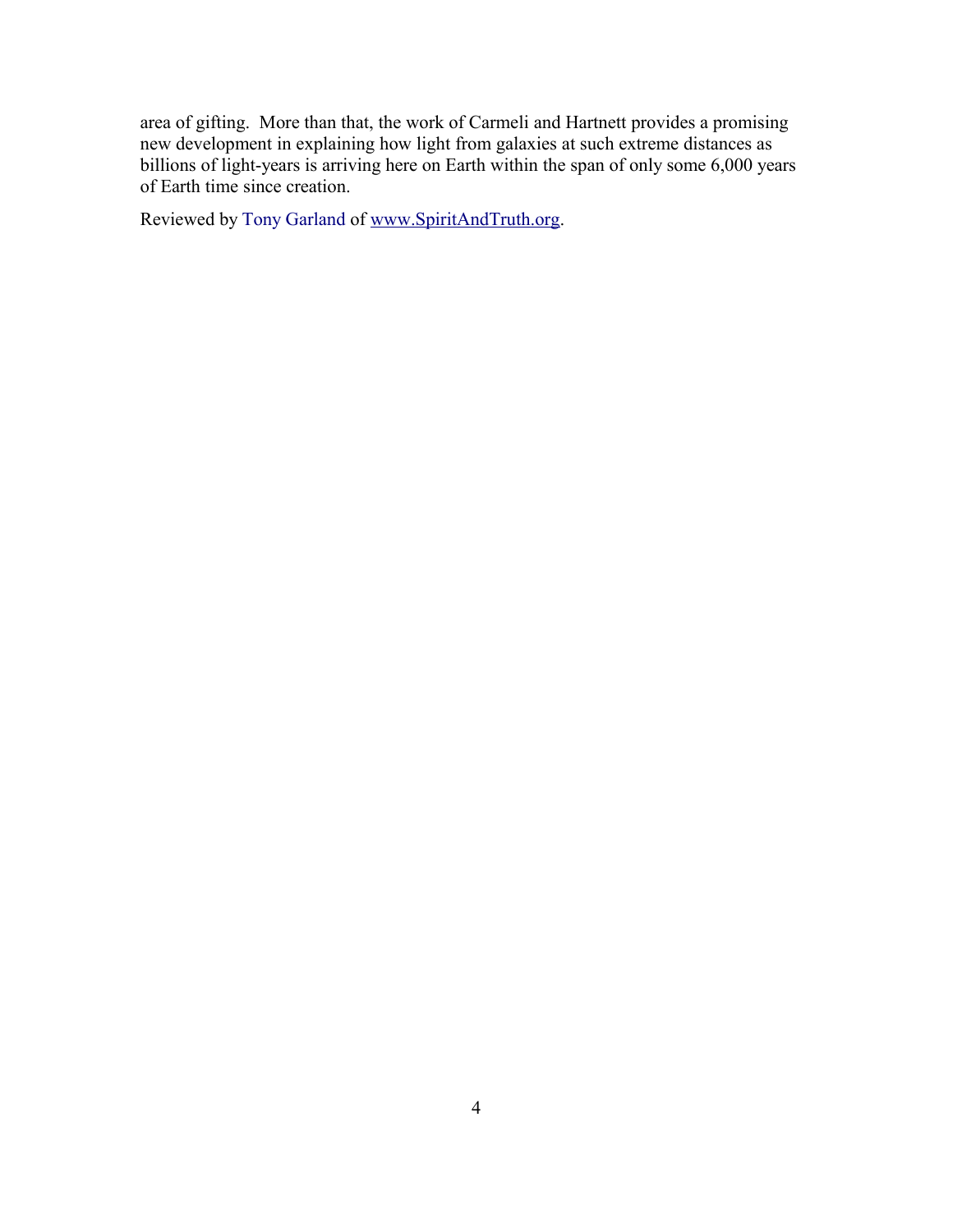area of gifting. More than that, the work of Carmeli and Hartnett provides a promising new development in explaining how light from galaxies at such extreme distances as billions of light-years is arriving here on Earth within the span of only some 6,000 years of Earth time since creation.

Reviewed by Tony Garland of [www.SpiritAndTruth.org](http://www.SpiritAndTruth.org).